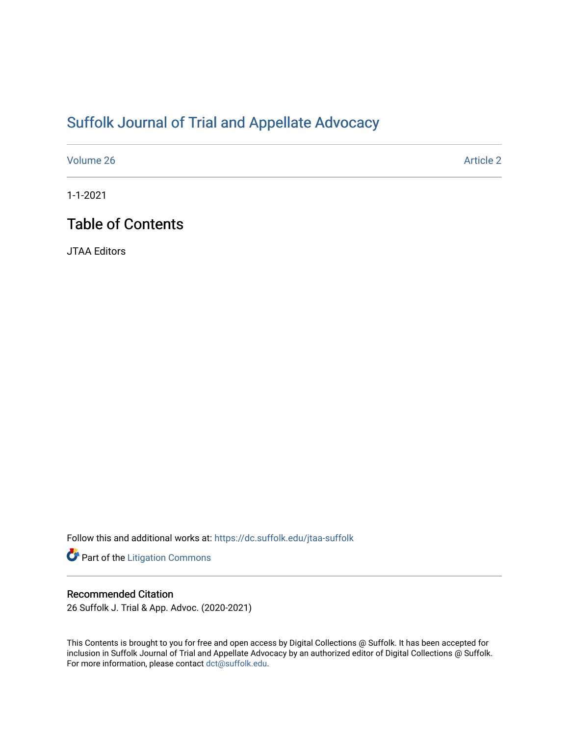# Suffolk Journal of Trial and Appellate Advocacy

Volume 26 Article 2

1-1-2021

## Table of Contents

JTAA Editors

Follow this and additional works at: https://dc.suffolk.edu/jtaa-suffolk

Part of the Litigation Commons

### Recommended Citation

26 Suffolk J. Trial & App. Advoc. (2020-2021)

This Contents is brought to you for free and open access by Digital Collections @ Suffolk. It has been accepted for inclusion in Suffolk Journal of Trial and Appellate Advocacy by an authorized editor of Digital Collections @ Suffolk. For more information, please contact dct@suffolk.edu.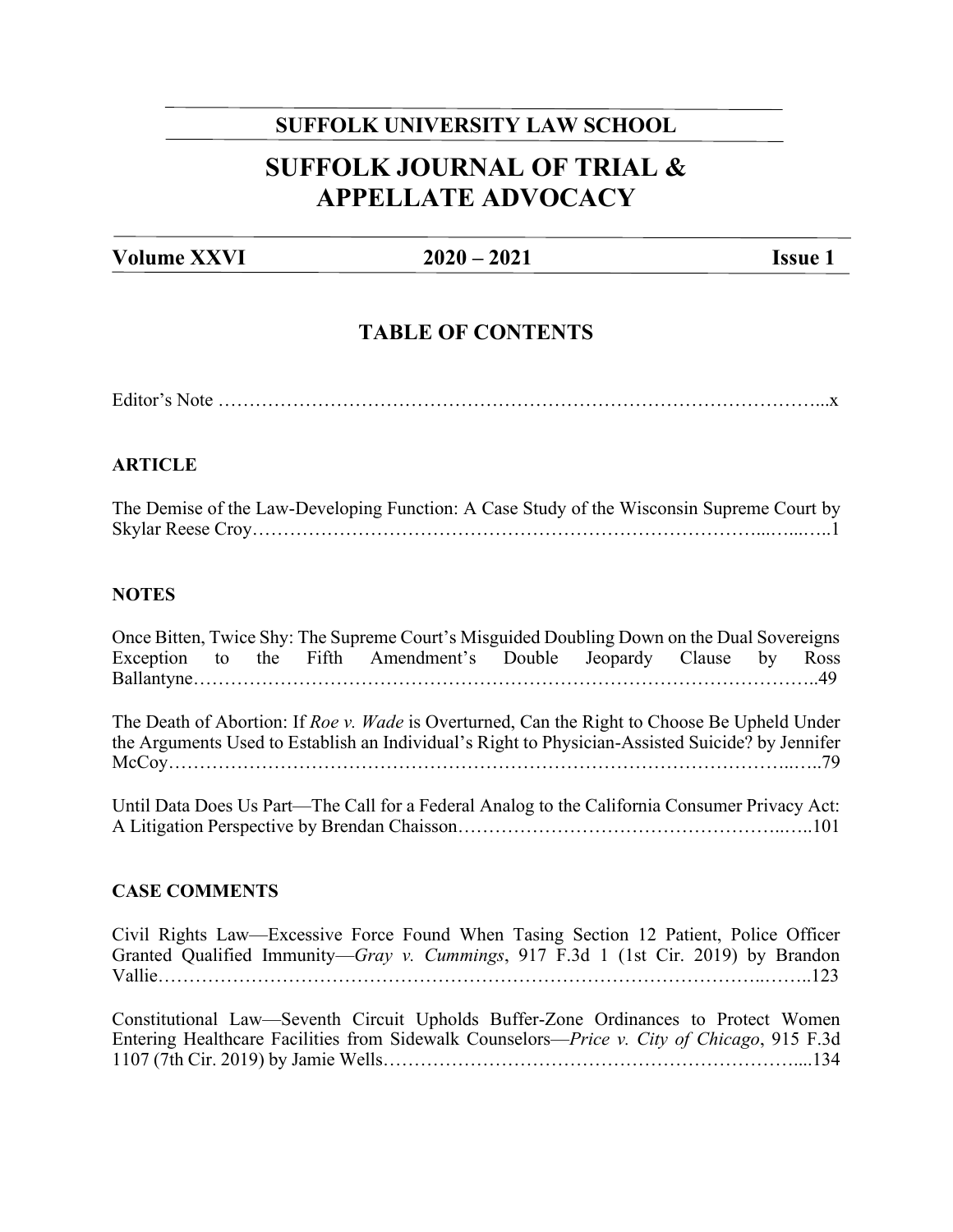**SUFFOLK UNIVERSITY LAW SCHOOL**

# SUFFOLK JOURNAL OF TRIAL & APPELLATE ADVOCACY

**Volume XXVI** | **2020 – 2021** | **Issue 1**

## TABLE OF CONTENTS

Editor's Note ……………………………………………………………………………………...x

### ARTICLE

The Demise of the Law-Developing Function: A Case Study of the Wisconsin Supreme Court by Skylar Reese Croy…………………………………………………………………………...…...…..1

### NOTES

Once Bitten, Twice Shy: The Supreme Court's Misguided Doubling Down on the Dual Sovereigns Exception to the Fifth Amendment's Double Jeopardy Clause by Ross Ballantyne………………………………………………………………………………………..49

The Death of Abortion: If *Roe v. Wade* is Overturned, Can the Right to Choose Be Upheld Under the Arguments Used to Establish an Individual's Right to Physician-Assisted Suicide? by Jennifer McCoy…………………………………………………………………………………..…..79

Until Data Does Us Part—The Call for a Federal Analog to the California Consumer Privacy Act: A Litigation Perspective by Brendan Chaisson……………………………………………...…..101

### CASE COMMENTS

Civil Rights Law—Excessive Force Found When Tasing Section 12 Patient, Police Officer Granted Qualified Immunity—*Gray v. Cummings*, 917 F.3d 1 (1st Cir. 2019) by Brandon Vallie……………………………………………………………………………………..……..123

Constitutional Law—Seventh Circuit Upholds Buffer-Zone Ordinances to Protect Women Entering Healthcare Facilities from Sidewalk Counselors—*Price v. City of Chicago*, 915 F.3d 1107 (7th Cir. 2019) by Jamie Wells……………………………………………………………....134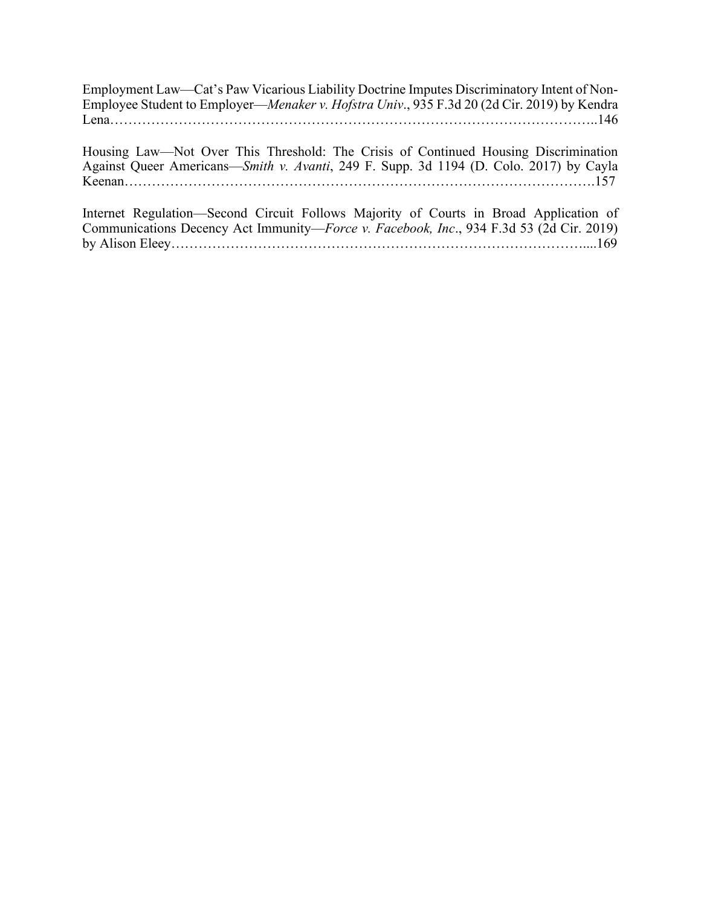Employment Law—Cat's Paw Vicarious Liability Doctrine Imputes Discriminatory Intent of Non-Employee Student to Employer—*Menaker v. Hofstra Univ*., 935 F.3d 20 (2d Cir. 2019) by Kendra Lena……………………………………………………………………………………………..146

Housing Law—Not Over This Threshold: The Crisis of Continued Housing Discrimination Against Queer Americans—*Smith v. Avanti*, 249 F. Supp. 3d 1194 (D. Colo. 2017) by Cayla Keenan……………………………………………………………………………………….157

Internet Regulation—Second Circuit Follows Majority of Courts in Broad Application of Communications Decency Act Immunity—*Force v. Facebook, Inc*., 934 F.3d 53 (2d Cir. 2019) by Alison Eleey………………………………………………………………………………....169